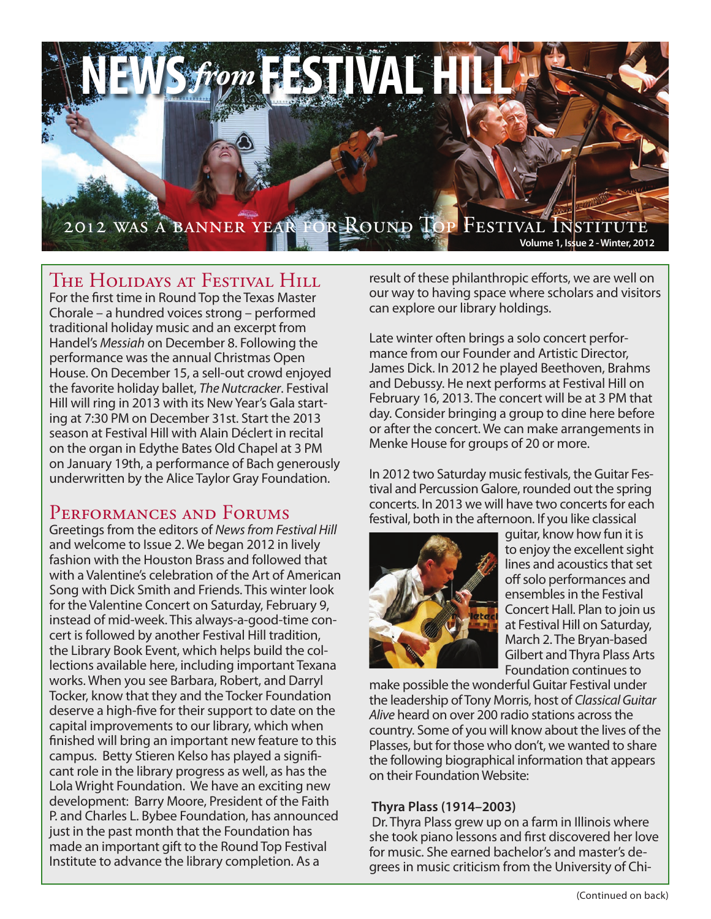# NEWS *from* FESTIVAL HILL

2012 was a banner year for Round Top Festival Institute

Volume 1, Issue 2 - Winter, 2012

## The Holidays at Festival Hill

For the first time in Round Top the Texas Master Chorale – a hundred voices strong – performed traditional holiday music and an excerpt from Handel's *Messiah* on December 8. Following the performance was the annual Christmas Open House. On December 15, a sell-out crowd enjoyed the favorite holiday ballet, *The Nutcracker*. Festival Hill will ring in 2013 with its New Year's Gala starting at 7:30 PM on December 31st. Start the 2013 season at Festival Hill with Alain Déclert in recital on the organ in Edythe Bates Old Chapel at 3 PM on January 19th, a performance of Bach generously underwritten by the Alice Taylor Gray Foundation.

## Performances and Forums

Greetings from the editors of *News from Festival Hill* and welcome to Issue 2. We began 2012 in lively fashion with the Houston Brass and followed that with a Valentine's celebration of the Art of American Song with Dick Smith and Friends. This winter look for the Valentine Concert on Saturday, February 9, instead of mid-week. This always-a-good-time concert is followed by another Festival Hill tradition, the Library Book Event, which helps build the collections available here, including important Texana works. When you see Barbara, Robert, and Darryl Tocker, know that they and the Tocker Foundation deserve a high-five for their support to date on the capital improvements to our library, which when finished will bring an important new feature to this campus. Betty Stieren Kelso has played a significant role in the library progress as well, as has the Lola Wright Foundation. We have an exciting new development: Barry Moore, President of the Faith P. and Charles L. Bybee Foundation, has announced just in the past month that the Foundation has made an important gift to the Round Top Festival Institute to advance the library completion. As a result of these philanthropic efforts, we are well on our way to having space where scholars and visitors can explore our library holdings.

Late winter often brings a solo concert performance from our Founder and Artistic Director, James Dick. In 2012 he played Beethoven, Brahms and Debussy. He next performs at Festival Hill on February 16, 2013. The concert will be at 3 PM that day. Consider bringing a group to dine here before or after the concert. We can make arrangements in Menke House for groups of 20 or more.

In 2012 two Saturday music festivals, the Guitar Festival and Percussion Galore, rounded out the spring concerts. In 2013 we will have two concerts for each festival, both in the afternoon. If you like classical guitar, know how fun it is to enjoy the excellent sight lines and acoustics that set off solo performances and ensembles in the Festival Concert Hall. Plan to join us at Festival Hill on Saturday, March 2. The Bryan-based Gilbert and Thyra Plass Arts Foundation continues to make possible the wonderful Guitar Festival under the leadership of Tony Morris, host of *Classical Guitar Alive* heard on over 200 radio stations across the country. Some of you will know about the lives of the Plasses, but for those who don't, we wanted to share the following biographical information that appears on their Foundation Website:

**Thyra Plass (1914–2003)**

Dr. Thyra Plass grew up on a farm in Illinois where she took piano lessons and first discovered her love for music. She earned bachelor's and master's degrees in music criticism from the University of Chi-

(Continued on back)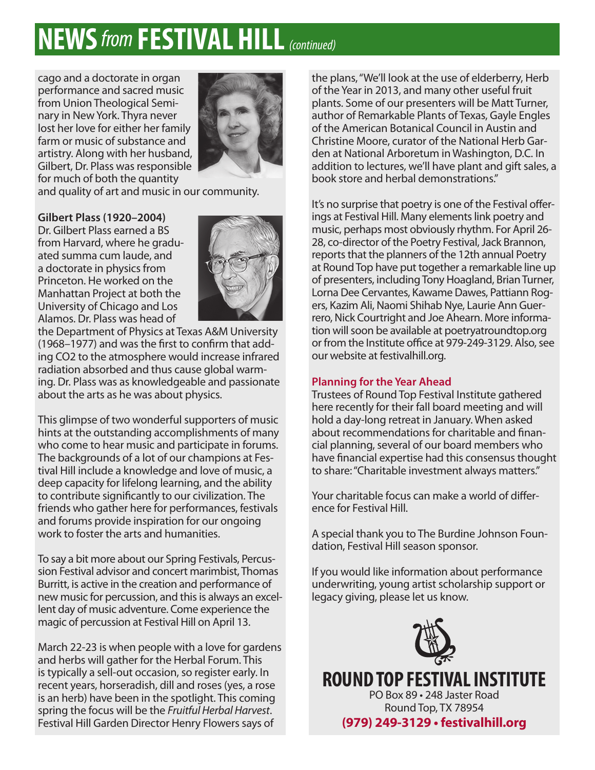# NEWS *from* FESTIVAL HILL *(continued)*

cago and a doctorate in organ performance and sacred music from Union Theological Seminary in New York. Thyra never lost her love for either her family farm or music of substance and artistry. Along with her husband, Gilbert, Dr. Plass was responsible for much of both the quantity and quality of art and music in our community.

**Gilbert Plass (1920–2004)**
Dr. Gilbert Plass earned a BS from Harvard, where he graduated summa cum laude, and a doctorate in physics from Princeton. He worked on the Manhattan Project at both the University of Chicago and Los Alamos. Dr. Plass was head of the Department of Physics at Texas A&M University (1968–1977) and was the first to confirm that adding $CO_2$ to the atmosphere would increase infrared radiation absorbed and thus cause global warming. Dr. Plass was as knowledgeable and passionate about the arts as he was about physics.

This glimpse of two wonderful supporters of music hints at the outstanding accomplishments of many who come to hear music and participate in forums. The backgrounds of a lot of our champions at Festival Hill include a knowledge and love of music, a deep capacity for lifelong learning, and the ability to contribute significantly to our civilization. The friends who gather here for performances, festivals and forums provide inspiration for our ongoing work to foster the arts and humanities.

To say a bit more about our Spring Festivals, Percussion Festival advisor and concert marimbist, Thomas Burritt, is active in the creation and performance of new music for percussion, and this is always an excellent day of music adventure. Come experience the magic of percussion at Festival Hill on April 13.

March 22-23 is when people with a love for gardens and herbs will gather for the Herbal Forum. This is typically a sell-out occasion, so register early. In recent years, horseradish, dill and roses (yes, a rose is an herb) have been in the spotlight. This coming spring the focus will be the *Fruitful Herbal Harvest*. Festival Hill Garden Director Henry Flowers says of the plans, "We'll look at the use of elderberry, Herb of the Year in 2013, and many other useful fruit plants. Some of our presenters will be Matt Turner, author of Remarkable Plants of Texas, Gayle Engles of the American Botanical Council in Austin and Christine Moore, curator of the National Herb Garden at National Arboretum in Washington, D.C. In addition to lectures, we'll have plant and gift sales, a book store and herbal demonstrations."

It's no surprise that poetry is one of the Festival offerings at Festival Hill. Many elements link poetry and music, perhaps most obviously rhythm. For April 26-28, co-director of the Poetry Festival, Jack Brannon, reports that the planners of the 12th annual Poetry at Round Top have put together a remarkable line up of presenters, including Tony Hoagland, Brian Turner, Lorna Dee Cervantes, Kawame Dawes, Pattiann Rogers, Kazim Ali, Naomi Shihab Nye, Laurie Ann Guerrero, Nick Courtright and Joe Ahearn. More information will soon be available at poetryatroundtop.org or from the Institute office at 979-249-3129. Also, see our website at festivalhill.org.

**Planning for the Year Ahead**
Trustees of Round Top Festival Institute gathered here recently for their fall board meeting and will hold a day-long retreat in January. When asked about recommendations for charitable and financial planning, several of our board members who have financial expertise had this consensus thought to share: "Charitable investment always matters."

Your charitable focus can make a world of difference for Festival Hill.

A special thank you to The Burdine Johnson Foundation, Festival Hill season sponsor.

If you would like information about performance underwriting, young artist scholarship support or legacy giving, please let us know.

**ROUND TOP FESTIVAL INSTITUTE**
PO Box 89 • 248 Jaster Road
Round Top, TX 78954
**(979) 249-3129 • festivalhill.org**